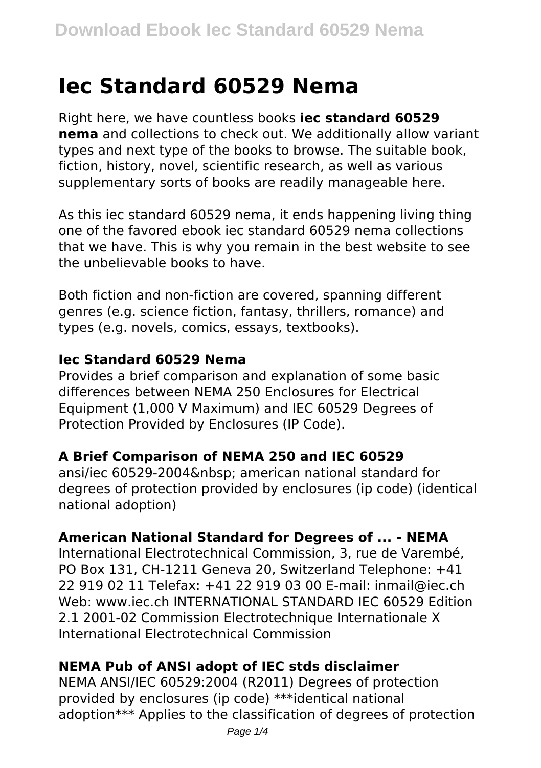# Iec Standard 60529 Nema

Right here, we have countless books **iec standard 60529 nema** and collections to check out. We additionally allow variant types and next type of the books to browse. The suitable book, fiction, history, novel, scientific research, as well as various supplementary sorts of books are readily manageable here.

As this iec standard 60529 nema, it ends happening living thing one of the favored ebook iec standard 60529 nema collections that we have. This is why you remain in the best website to see the unbelievable books to have.

Both fiction and non-fiction are covered, spanning different genres (e.g. science fiction, fantasy, thrillers, romance) and types (e.g. novels, comics, essays, textbooks).

### Iec Standard 60529 Nema

Provides a brief comparison and explanation of some basic differences between NEMA 250 Enclosures for Electrical Equipment (1,000 V Maximum) and IEC 60529 Degrees of Protection Provided by Enclosures (IP Code).

### A Brief Comparison of NEMA 250 and IEC 60529

ansi/iec 60529-2004&nbsp; american national standard for degrees of protection provided by enclosures (ip code) (identical national adoption)

### American National Standard for Degrees of ... - NEMA

International Electrotechnical Commission, 3, rue de Varembé, PO Box 131, CH-1211 Geneva 20, Switzerland Telephone: +41 22 919 02 11 Telefax: +41 22 919 03 00 E-mail: inmail@iec.ch Web: www.iec.ch INTERNATIONAL STANDARD IEC 60529 Edition 2.1 2001-02 Commission Electrotechnique Internationale X International Electrotechnical Commission

### NEMA Pub of ANSI adopt of IEC stds disclaimer

NEMA ANSI/IEC 60529:2004 (R2011) Degrees of protection provided by enclosures (ip code) ***identical national adoption*** Applies to the classification of degrees of protection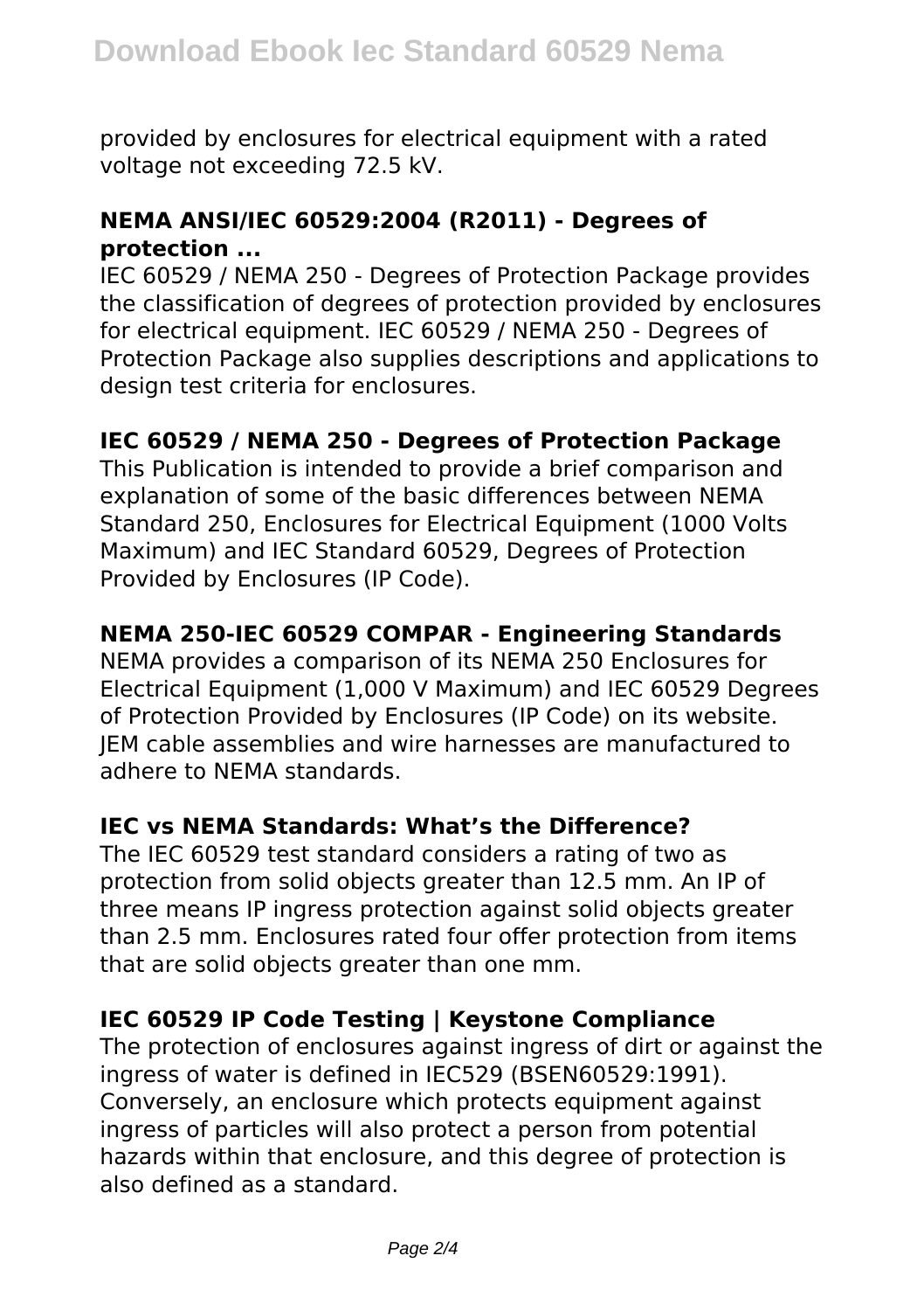provided by enclosures for electrical equipment with a rated voltage not exceeding 72.5 kV.

### NEMA ANSI/IEC 60529:2004 (R2011) - Degrees of protection ...

IEC 60529 / NEMA 250 - Degrees of Protection Package provides the classification of degrees of protection provided by enclosures for electrical equipment. IEC 60529 / NEMA 250 - Degrees of Protection Package also supplies descriptions and applications to design test criteria for enclosures.

### IEC 60529 / NEMA 250 - Degrees of Protection Package

This Publication is intended to provide a brief comparison and explanation of some of the basic differences between NEMA Standard 250, Enclosures for Electrical Equipment (1000 Volts Maximum) and IEC Standard 60529, Degrees of Protection Provided by Enclosures (IP Code).

### NEMA 250-IEC 60529 COMPAR - Engineering Standards

NEMA provides a comparison of its NEMA 250 Enclosures for Electrical Equipment (1,000 V Maximum) and IEC 60529 Degrees of Protection Provided by Enclosures (IP Code) on its website. JEM cable assemblies and wire harnesses are manufactured to adhere to NEMA standards.

### IEC vs NEMA Standards: What's the Difference?

The IEC 60529 test standard considers a rating of two as protection from solid objects greater than 12.5 mm. An IP of three means IP ingress protection against solid objects greater than 2.5 mm. Enclosures rated four offer protection from items that are solid objects greater than one mm.

### IEC 60529 IP Code Testing | Keystone Compliance

The protection of enclosures against ingress of dirt or against the ingress of water is defined in IEC529 (BSEN60529:1991). Conversely, an enclosure which protects equipment against ingress of particles will also protect a person from potential hazards within that enclosure, and this degree of protection is also defined as a standard.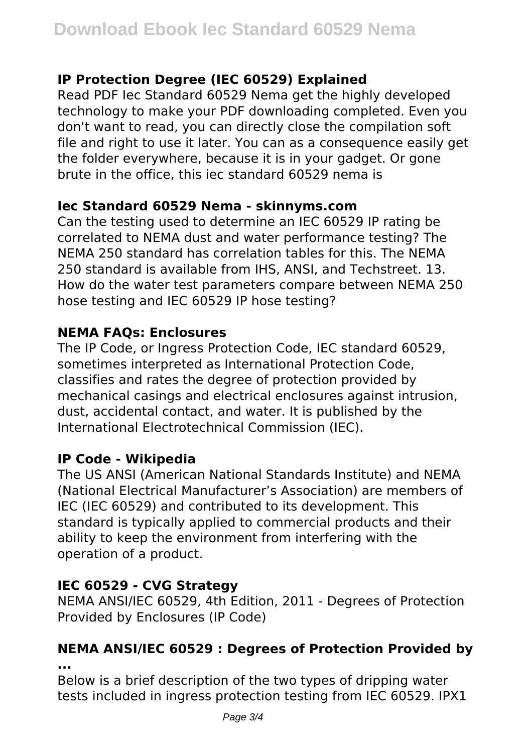### IP Protection Degree (IEC 60529) Explained

Read PDF Iec Standard 60529 Nema get the highly developed technology to make your PDF downloading completed. Even you don't want to read, you can directly close the compilation soft file and right to use it later. You can as a consequence easily get the folder everywhere, because it is in your gadget. Or gone brute in the office, this iec standard 60529 nema is

### Iec Standard 60529 Nema - skinnyms.com

Can the testing used to determine an IEC 60529 IP rating be correlated to NEMA dust and water performance testing? The NEMA 250 standard has correlation tables for this. The NEMA 250 standard is available from IHS, ANSI, and Techstreet. 13. How do the water test parameters compare between NEMA 250 hose testing and IEC 60529 IP hose testing?

### NEMA FAQs: Enclosures

The IP Code, or Ingress Protection Code, IEC standard 60529, sometimes interpreted as International Protection Code, classifies and rates the degree of protection provided by mechanical casings and electrical enclosures against intrusion, dust, accidental contact, and water. It is published by the International Electrotechnical Commission (IEC).

### IP Code - Wikipedia

The US ANSI (American National Standards Institute) and NEMA (National Electrical Manufacturer's Association) are members of IEC (IEC 60529) and contributed to its development. This standard is typically applied to commercial products and their ability to keep the environment from interfering with the operation of a product.

### IEC 60529 - CVG Strategy

NEMA ANSI/IEC 60529, 4th Edition, 2011 - Degrees of Protection Provided by Enclosures (IP Code)

### NEMA ANSI/IEC 60529 : Degrees of Protection Provided by ...

Below is a brief description of the two types of dripping water tests included in ingress protection testing from IEC 60529. IPX1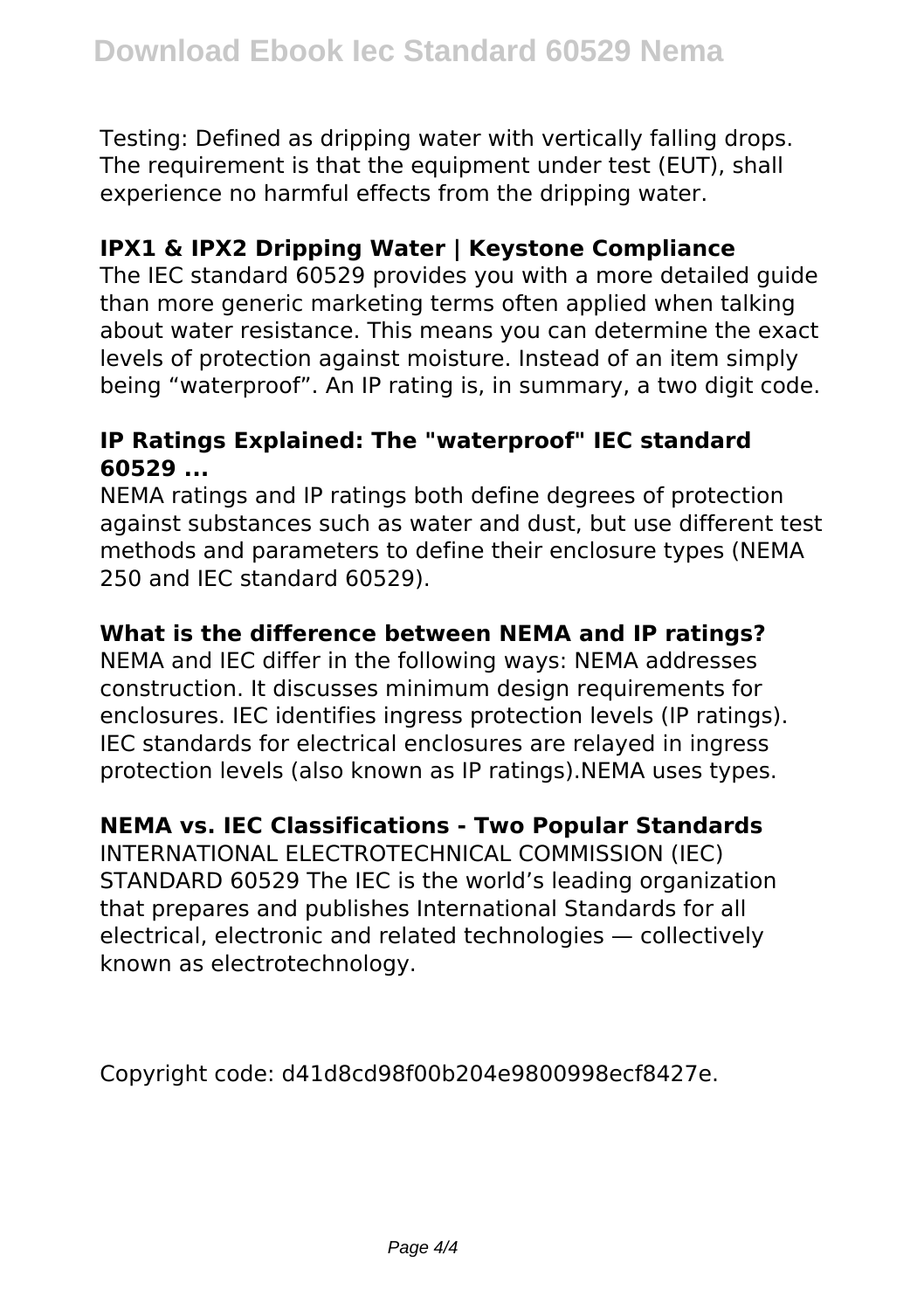Testing: Defined as dripping water with vertically falling drops. The requirement is that the equipment under test (EUT), shall experience no harmful effects from the dripping water.

### IPX1 & IPX2 Dripping Water | Keystone Compliance

The IEC standard 60529 provides you with a more detailed guide than more generic marketing terms often applied when talking about water resistance. This means you can determine the exact levels of protection against moisture. Instead of an item simply being "waterproof". An IP rating is, in summary, a two digit code.

### IP Ratings Explained: The "waterproof" IEC standard 60529 ...

NEMA ratings and IP ratings both define degrees of protection against substances such as water and dust, but use different test methods and parameters to define their enclosure types (NEMA 250 and IEC standard 60529).

### What is the difference between NEMA and IP ratings?

NEMA and IEC differ in the following ways: NEMA addresses construction. It discusses minimum design requirements for enclosures. IEC identifies ingress protection levels (IP ratings). IEC standards for electrical enclosures are relayed in ingress protection levels (also known as IP ratings).NEMA uses types.

### NEMA vs. IEC Classifications - Two Popular Standards

INTERNATIONAL ELECTROTECHNICAL COMMISSION (IEC) STANDARD 60529 The IEC is the world's leading organization that prepares and publishes International Standards for all electrical, electronic and related technologies — collectively known as electrotechnology.

Copyright code: d41d8cd98f00b204e9800998ecf8427e.